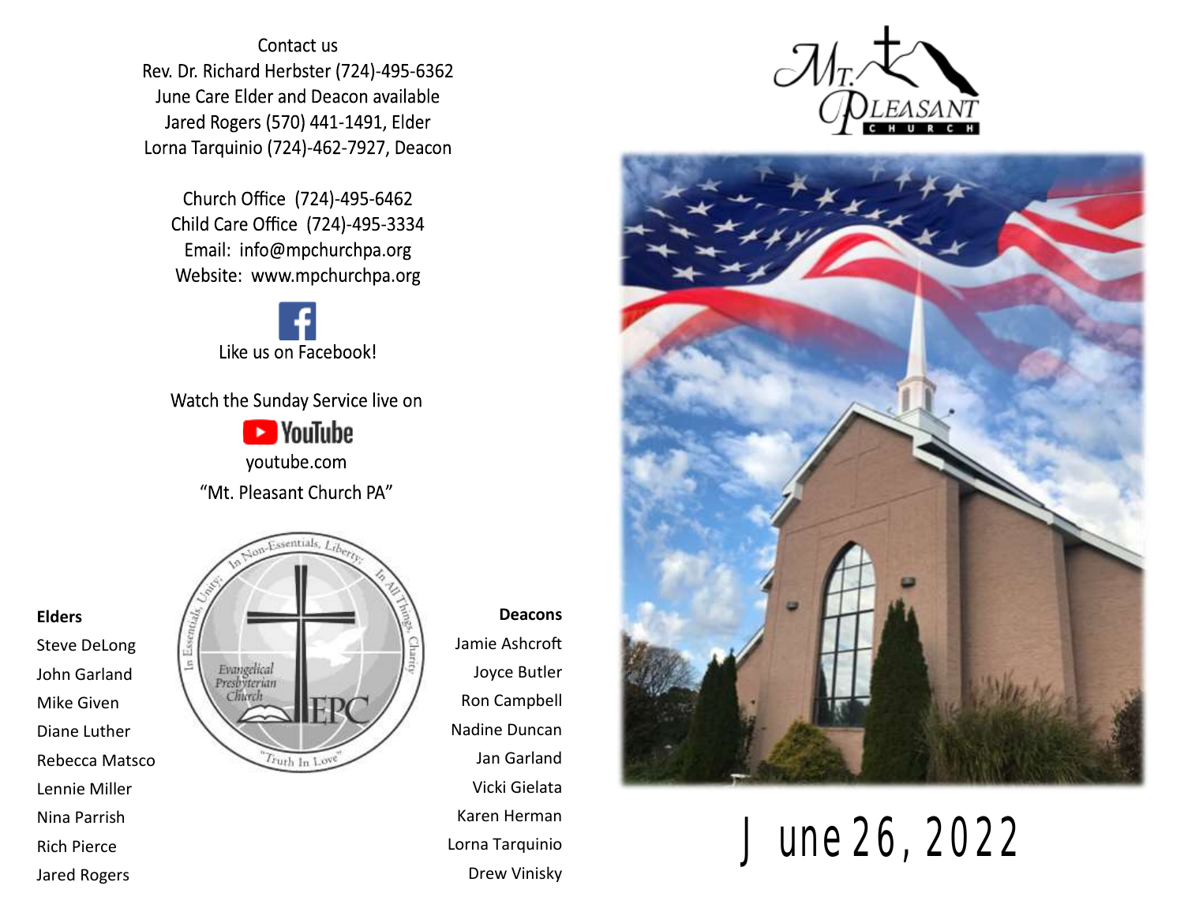Contact us

Rev. Dr. Richard Herbster (724)-495-6362

June Care Elder and Deacon available

Jared Rogers (570) 441-1491, Elder

Lorna Tarquinio (724)-462-7927, Deacon

Church Office (724)-495-6462

Child Care Office (724)-495-3334

Email: info@mpchurchpa.org

Website: www.mpchurchpa.org

Like us on Facebook!

Watch the Sunday Service live on

YouTube

youtube.com

"Mt. Pleasant Church PA"

**Elders**

Steve DeLong
John Garland
Mike Given
Diane Luther
Rebecca Matsco
Lennie Miller
Nina Parrish
Rich Pierce
Jared Rogers

**Deacons**

Jamie Ashcroft
Joyce Butler
Ron Campbell
Nadine Duncan
Jan Garland
Vicki Gielata
Karen Herman
Lorna Tarquinio
Drew Vinisky

In Essentials, Unity; In Non-Essentials, Liberty; In All Things, Charity

Evangelical Presbyterian Church

EPC

"Truth In Love"

Mt. Pleasant Church

# June 26, 2022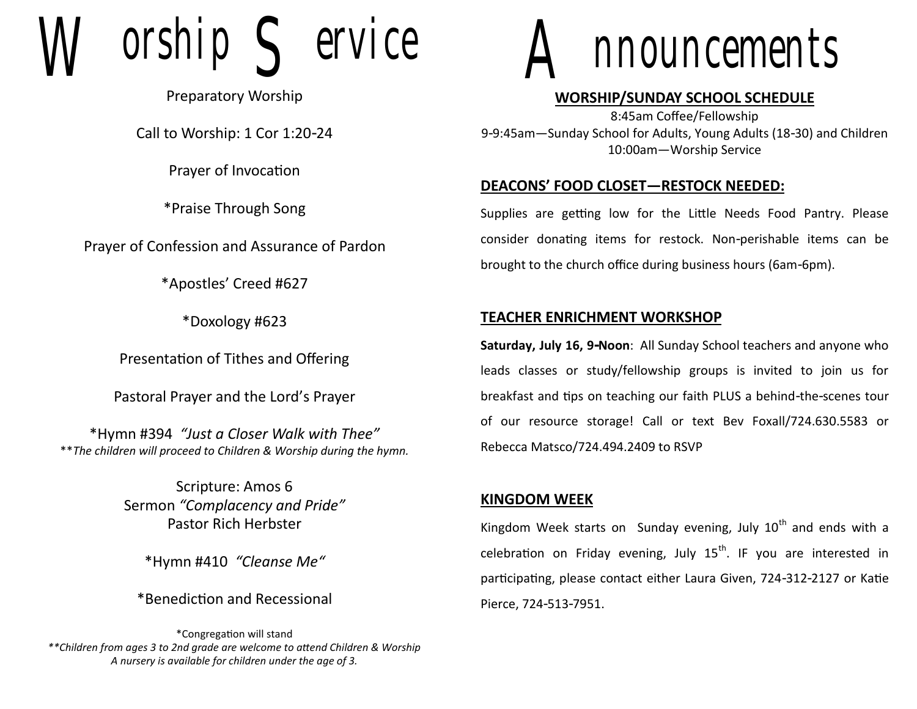# Worship Service

Preparatory Worship

Call to Worship: 1 Cor 1:20-24

Prayer of Invocation

*Praise Through Song

Prayer of Confession and Assurance of Pardon

*Apostles' Creed #627

*Doxology #623

Presentation of Tithes and Offering

Pastoral Prayer and the Lord's Prayer

*Hymn #394 *"Just a Closer Walk with Thee"*
***The children will proceed to Children & Worship during the hymn.*

Scripture: Amos 6
Sermon *"Complacency and Pride"*
Pastor Rich Herbster

*Hymn #410 *"Cleanse Me"*

*Benediction and Recessional

*Congregation will stand
***Children from ages 3 to 2nd grade are welcome to attend Children & Worship*
*A nursery is available for children under the age of 3.*

# Announcements

**WORSHIP/SUNDAY SCHOOL SCHEDULE**

8:45am Coffee/Fellowship
9-9:45am—Sunday School for Adults, Young Adults (18-30) and Children
10:00am—Worship Service

**DEACONS' FOOD CLOSET—RESTOCK NEEDED:**

Supplies are getting low for the Little Needs Food Pantry. Please consider donating items for restock. Non-perishable items can be brought to the church office during business hours (6am-6pm).

**TEACHER ENRICHMENT WORKSHOP**

**Saturday, July 16, 9-Noon**: All Sunday School teachers and anyone who leads classes or study/fellowship groups is invited to join us for breakfast and tips on teaching our faith PLUS a behind-the-scenes tour of our resource storage! Call or text Bev Foxall/724.630.5583 or Rebecca Matsco/724.494.2409 to RSVP

**KINGDOM WEEK**

Kingdom Week starts on Sunday evening, July 10th and ends with a celebration on Friday evening, July 15th. IF you are interested in participating, please contact either Laura Given, 724-312-2127 or Katie Pierce, 724-513-7951.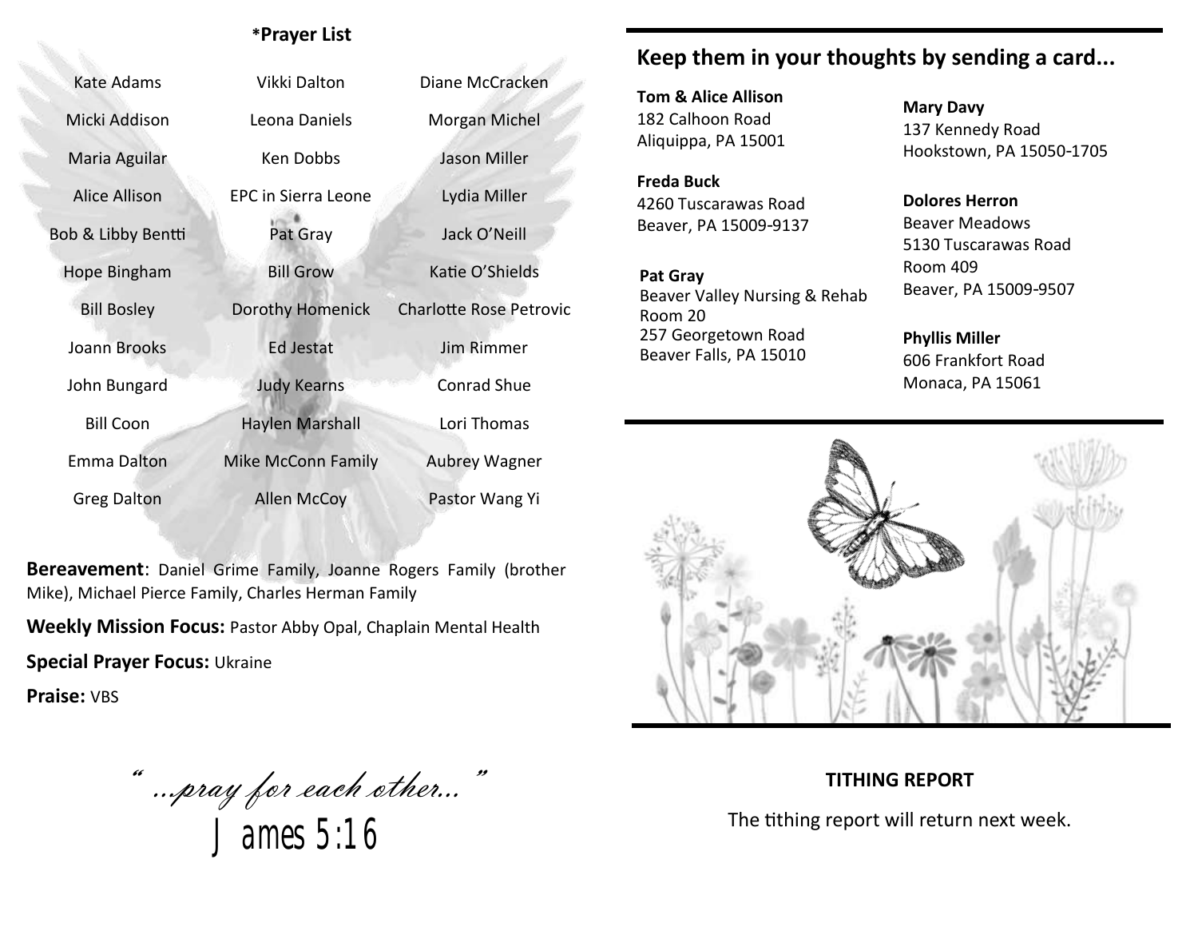## *Prayer List

| | | |
|---|---|---|
| Kate Adams | Vikki Dalton | Diane McCracken |
| Micki Addison | Leona Daniels | Morgan Michel |
| Maria Aguilar | Ken Dobbs | Jason Miller |
| Alice Allison | EPC in Sierra Leone | Lydia Miller |
| Bob & Libby Bentti | Pat Gray | Jack O'Neill |
| Hope Bingham | Bill Grow | Katie O'Shields |
| Bill Bosley | Dorothy Homenick | Charlotte Rose Petrovic |
| Joann Brooks | Ed Jestat | Jim Rimmer |
| John Bungard | Judy Kearns | Conrad Shue |
| Bill Coon | Haylen Marshall | Lori Thomas |
| Emma Dalton | Mike McConn Family | Aubrey Wagner |
| Greg Dalton | Allen McCoy | Pastor Wang Yi |

**Bereavement**: Daniel Grime Family, Joanne Rogers Family (brother Mike), Michael Pierce Family, Charles Herman Family

**Weekly Mission Focus:** Pastor Abby Opal, Chaplain Mental Health

**Special Prayer Focus:** Ukraine

**Praise:** VBS

*"...pray for each other..."*
James 5:16

## Keep them in your thoughts by sending a card...

**Tom & Alice Allison**
182 Calhoon Road
Aliquippa, PA 15001

**Freda Buck**
4260 Tuscarawas Road
Beaver, PA 15009-9137

**Pat Gray**
Beaver Valley Nursing & Rehab
Room 20
257 Georgetown Road
Beaver Falls, PA 15010

**Mary Davy**
137 Kennedy Road
Hookstown, PA 15050-1705

**Dolores Herron**
Beaver Meadows
5130 Tuscarawas Road
Room 409
Beaver, PA 15009-9507

**Phyllis Miller**
606 Frankfort Road
Monaca, PA 15061

**TITHING REPORT**

The tithing report will return next week.